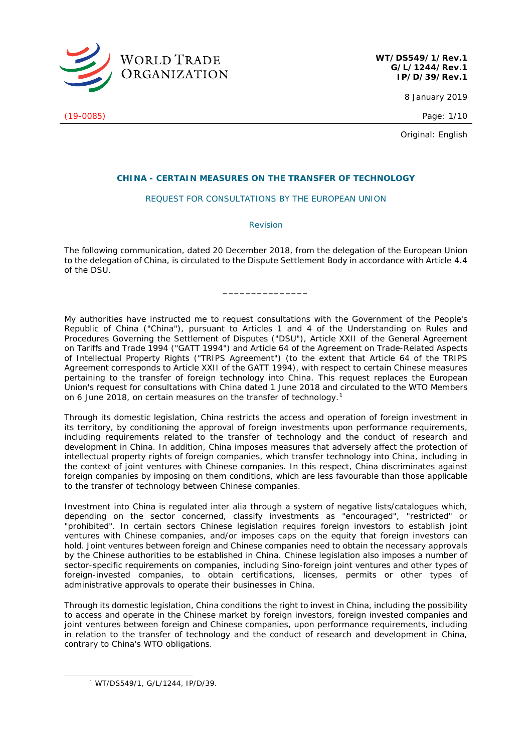WORLD TRADE ORGANIZATION

**WT/DS549/1/Rev.1**
**G/L/1244/Rev.1**
**IP/D/39/Rev.1**

8 January 2019

(19-0085)

Original: English

## CHINA - CERTAIN MEASURES ON THE TRANSFER OF TECHNOLOGY

REQUEST FOR CONSULTATIONS BY THE EUROPEAN UNION

Revision

The following communication, dated 20 December 2018, from the delegation of the European Union to the delegation of China, is circulated to the Dispute Settlement Body in accordance with Article 4.4 of the DSU.

\_\_\_\_\_\_\_\_\_\_\_\_\_\_\_

My authorities have instructed me to request consultations with the Government of the People's Republic of China ("China"), pursuant to Articles 1 and 4 of the Understanding on Rules and Procedures Governing the Settlement of Disputes ("DSU"), Article XXII of the General Agreement on Tariffs and Trade 1994 ("GATT 1994") and Article 64 of the Agreement on Trade-Related Aspects of Intellectual Property Rights ("TRIPS Agreement") (to the extent that Article 64 of the TRIPS Agreement corresponds to Article XXII of the GATT 1994), with respect to certain Chinese measures pertaining to the transfer of foreign technology into China. This request replaces the European Union's request for consultations with China dated 1 June 2018 and circulated to the WTO Members on 6 June 2018, on certain measures on the transfer of technology.[1]

Through its domestic legislation, China restricts the access and operation of foreign investment in its territory, by conditioning the approval of foreign investments upon performance requirements, including requirements related to the transfer of technology and the conduct of research and development in China. In addition, China imposes measures that adversely affect the protection of intellectual property rights of foreign companies, which transfer technology into China, including in the context of joint ventures with Chinese companies. In this respect, China discriminates against foreign companies by imposing on them conditions, which are less favourable than those applicable to the transfer of technology between Chinese companies.

Investment into China is regulated inter alia through a system of negative lists/catalogues which, depending on the sector concerned, classify investments as "encouraged", "restricted" or "prohibited". In certain sectors Chinese legislation requires foreign investors to establish joint ventures with Chinese companies, and/or imposes caps on the equity that foreign investors can hold. Joint ventures between foreign and Chinese companies need to obtain the necessary approvals by the Chinese authorities to be established in China. Chinese legislation also imposes a number of sector-specific requirements on companies, including Sino-foreign joint ventures and other types of foreign-invested companies, to obtain certifications, licenses, permits or other types of administrative approvals to operate their businesses in China.

Through its domestic legislation, China conditions the right to invest in China, including the possibility to access and operate in the Chinese market by foreign investors, foreign invested companies and joint ventures between foreign and Chinese companies, upon performance requirements, including in relation to the transfer of technology and the conduct of research and development in China, contrary to China's WTO obligations.

[1] WT/DS549/1, G/L/1244, IP/D/39.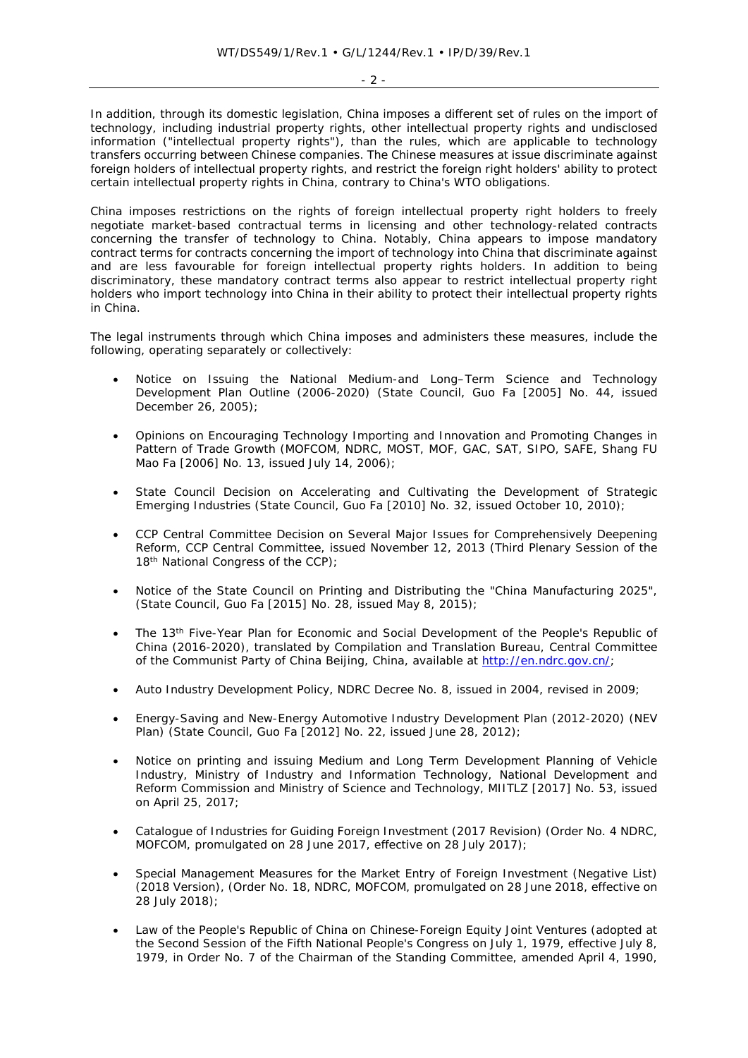In addition, through its domestic legislation, China imposes a different set of rules on the import of technology, including industrial property rights, other intellectual property rights and undisclosed information ("intellectual property rights"), than the rules, which are applicable to technology transfers occurring between Chinese companies. The Chinese measures at issue discriminate against foreign holders of intellectual property rights, and restrict the foreign right holders' ability to protect certain intellectual property rights in China, contrary to China's WTO obligations.

China imposes restrictions on the rights of foreign intellectual property right holders to freely negotiate market-based contractual terms in licensing and other technology-related contracts concerning the transfer of technology to China. Notably, China appears to impose mandatory contract terms for contracts concerning the import of technology into China that discriminate against and are less favourable for foreign intellectual property rights holders. In addition to being discriminatory, these mandatory contract terms also appear to restrict intellectual property right holders who import technology into China in their ability to protect their intellectual property rights in China.

The legal instruments through which China imposes and administers these measures, include the following, operating separately or collectively:

- Notice on Issuing the National Medium-and Long–Term Science and Technology Development Plan Outline (2006-2020) (State Council, Guo Fa [2005] No. 44, issued December 26, 2005);
- Opinions on Encouraging Technology Importing and Innovation and Promoting Changes in Pattern of Trade Growth (MOFCOM, NDRC, MOST, MOF, GAC, SAT, SIPO, SAFE, Shang FU Mao Fa [2006] No. 13, issued July 14, 2006);
- State Council Decision on Accelerating and Cultivating the Development of Strategic Emerging Industries (State Council, Guo Fa [2010] No. 32, issued October 10, 2010);
- CCP Central Committee Decision on Several Major Issues for Comprehensively Deepening Reform, CCP Central Committee, issued November 12, 2013 (Third Plenary Session of the 18th National Congress of the CCP);
- Notice of the State Council on Printing and Distributing the "China Manufacturing 2025", (State Council, Guo Fa [2015] No. 28, issued May 8, 2015);
- The 13th Five-Year Plan for Economic and Social Development of the People's Republic of China (2016-2020), translated by Compilation and Translation Bureau, Central Committee of the Communist Party of China Beijing, China, available at http://en.ndrc.gov.cn/;
- Auto Industry Development Policy, NDRC Decree No. 8, issued in 2004, revised in 2009;
- Energy-Saving and New-Energy Automotive Industry Development Plan (2012-2020) (NEV Plan) (State Council, Guo Fa [2012] No. 22, issued June 28, 2012);
- Notice on printing and issuing Medium and Long Term Development Planning of Vehicle Industry, Ministry of Industry and Information Technology, National Development and Reform Commission and Ministry of Science and Technology, MIITLZ [2017] No. 53, issued on April 25, 2017;
- Catalogue of Industries for Guiding Foreign Investment (2017 Revision) (Order No. 4 NDRC, MOFCOM, promulgated on 28 June 2017, effective on 28 July 2017);
- Special Management Measures for the Market Entry of Foreign Investment (Negative List) (2018 Version), (Order No. 18, NDRC, MOFCOM, promulgated on 28 June 2018, effective on 28 July 2018);
- Law of the People's Republic of China on Chinese-Foreign Equity Joint Ventures (adopted at the Second Session of the Fifth National People's Congress on July 1, 1979, effective July 8, 1979, in Order No. 7 of the Chairman of the Standing Committee, amended April 4, 1990,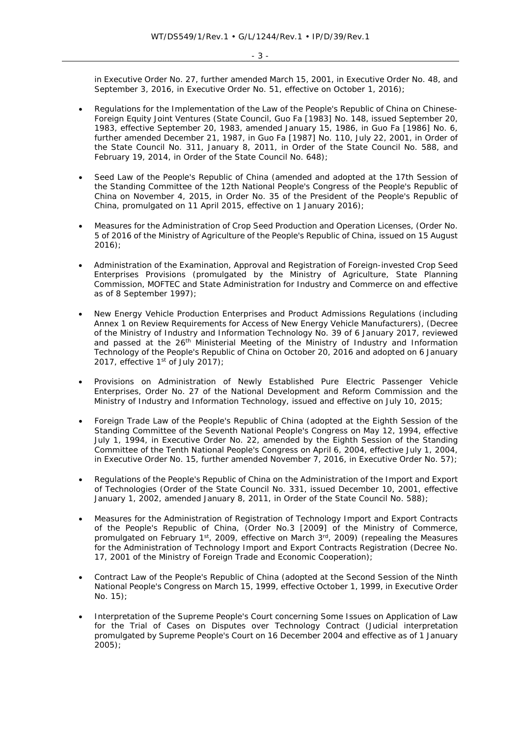in Executive Order No. 27, further amended March 15, 2001, in Executive Order No. 48, and September 3, 2016, in Executive Order No. 51, effective on October 1, 2016);

- Regulations for the Implementation of the Law of the People's Republic of China on Chinese-Foreign Equity Joint Ventures (State Council, Guo Fa [1983] No. 148, issued September 20, 1983, effective September 20, 1983, amended January 15, 1986, in Guo Fa [1986] No. 6, further amended December 21, 1987, in Guo Fa [1987] No. 110, July 22, 2001, in Order of the State Council No. 311, January 8, 2011, in Order of the State Council No. 588, and February 19, 2014, in Order of the State Council No. 648);

- Seed Law of the People's Republic of China (amended and adopted at the 17th Session of the Standing Committee of the 12th National People's Congress of the People's Republic of China on November 4, 2015, in Order No. 35 of the President of the People's Republic of China, promulgated on 11 April 2015, effective on 1 January 2016);

- Measures for the Administration of Crop Seed Production and Operation Licenses, (Order No. 5 of 2016 of the Ministry of Agriculture of the People's Republic of China, issued on 15 August 2016);

- Administration of the Examination, Approval and Registration of Foreign-invested Crop Seed Enterprises Provisions (promulgated by the Ministry of Agriculture, State Planning Commission, MOFTEC and State Administration for Industry and Commerce on and effective as of 8 September 1997);

- New Energy Vehicle Production Enterprises and Product Admissions Regulations (including Annex 1 on Review Requirements for Access of New Energy Vehicle Manufacturers), (Decree of the Ministry of Industry and Information Technology No. 39 of 6 January 2017, reviewed and passed at the 26th Ministerial Meeting of the Ministry of Industry and Information Technology of the People's Republic of China on October 20, 2016 and adopted on 6 January 2017, effective 1st of July 2017);

- Provisions on Administration of Newly Established Pure Electric Passenger Vehicle Enterprises, Order No. 27 of the National Development and Reform Commission and the Ministry of Industry and Information Technology, issued and effective on July 10, 2015;

- Foreign Trade Law of the People's Republic of China (adopted at the Eighth Session of the Standing Committee of the Seventh National People's Congress on May 12, 1994, effective July 1, 1994, in Executive Order No. 22, amended by the Eighth Session of the Standing Committee of the Tenth National People's Congress on April 6, 2004, effective July 1, 2004, in Executive Order No. 15, further amended November 7, 2016, in Executive Order No. 57);

- Regulations of the People's Republic of China on the Administration of the Import and Export of Technologies (Order of the State Council No. 331, issued December 10, 2001, effective January 1, 2002, amended January 8, 2011, in Order of the State Council No. 588);

- Measures for the Administration of Registration of Technology Import and Export Contracts of the People's Republic of China, (Order No.3 [2009] of the Ministry of Commerce, promulgated on February 1st, 2009, effective on March 3rd, 2009) (repealing the Measures for the Administration of Technology Import and Export Contracts Registration (Decree No. 17, 2001 of the Ministry of Foreign Trade and Economic Cooperation);

- Contract Law of the People's Republic of China (adopted at the Second Session of the Ninth National People's Congress on March 15, 1999, effective October 1, 1999, in Executive Order No. 15);

- Interpretation of the Supreme People's Court concerning Some Issues on Application of Law for the Trial of Cases on Disputes over Technology Contract (Judicial interpretation promulgated by Supreme People's Court on 16 December 2004 and effective as of 1 January 2005);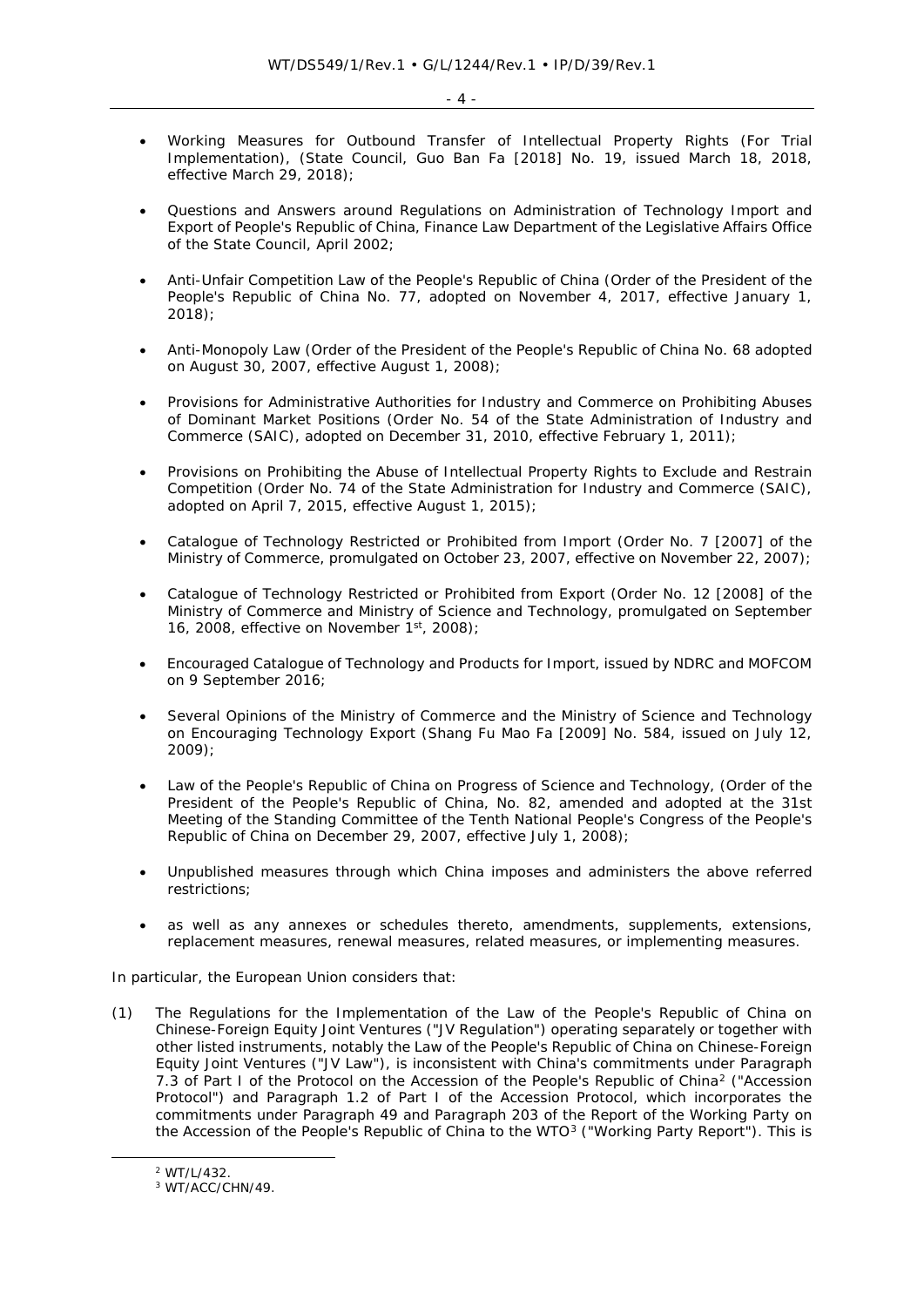- Working Measures for Outbound Transfer of Intellectual Property Rights (For Trial Implementation), (State Council, Guo Ban Fa [2018] No. 19, issued March 18, 2018, effective March 29, 2018);

- Questions and Answers around Regulations on Administration of Technology Import and Export of People's Republic of China, Finance Law Department of the Legislative Affairs Office of the State Council, April 2002;

- Anti-Unfair Competition Law of the People's Republic of China (Order of the President of the People's Republic of China No. 77, adopted on November 4, 2017, effective January 1, 2018);

- Anti-Monopoly Law (Order of the President of the People's Republic of China No. 68 adopted on August 30, 2007, effective August 1, 2008);

- Provisions for Administrative Authorities for Industry and Commerce on Prohibiting Abuses of Dominant Market Positions (Order No. 54 of the State Administration of Industry and Commerce (SAIC), adopted on December 31, 2010, effective February 1, 2011);

- Provisions on Prohibiting the Abuse of Intellectual Property Rights to Exclude and Restrain Competition (Order No. 74 of the State Administration for Industry and Commerce (SAIC), adopted on April 7, 2015, effective August 1, 2015);

- Catalogue of Technology Restricted or Prohibited from Import (Order No. 7 [2007] of the Ministry of Commerce, promulgated on October 23, 2007, effective on November 22, 2007);

- Catalogue of Technology Restricted or Prohibited from Export (Order No. 12 [2008] of the Ministry of Commerce and Ministry of Science and Technology, promulgated on September 16, 2008, effective on November 1st, 2008);

- Encouraged Catalogue of Technology and Products for Import, issued by NDRC and MOFCOM on 9 September 2016;

- Several Opinions of the Ministry of Commerce and the Ministry of Science and Technology on Encouraging Technology Export (Shang Fu Mao Fa [2009] No. 584, issued on July 12, 2009);

- Law of the People's Republic of China on Progress of Science and Technology, (Order of the President of the People's Republic of China, No. 82, amended and adopted at the 31st Meeting of the Standing Committee of the Tenth National People's Congress of the People's Republic of China on December 29, 2007, effective July 1, 2008);

- Unpublished measures through which China imposes and administers the above referred restrictions;

- as well as any annexes or schedules thereto, amendments, supplements, extensions, replacement measures, renewal measures, related measures, or implementing measures.

In particular, the European Union considers that:

(1) The Regulations for the Implementation of the Law of the People's Republic of China on Chinese-Foreign Equity Joint Ventures ("JV Regulation") operating separately or together with other listed instruments, notably the Law of the People's Republic of China on Chinese-Foreign Equity Joint Ventures ("JV Law"), is inconsistent with China's commitments under Paragraph 7.3 of Part I of the Protocol on the Accession of the People's Republic of China[2] ("Accession Protocol") and Paragraph 1.2 of Part I of the Accession Protocol, which incorporates the commitments under Paragraph 49 and Paragraph 203 of the Report of the Working Party on the Accession of the People's Republic of China to the WTO[3] ("Working Party Report"). This is

[2] WT/L/432.

[3] WT/ACC/CHN/49.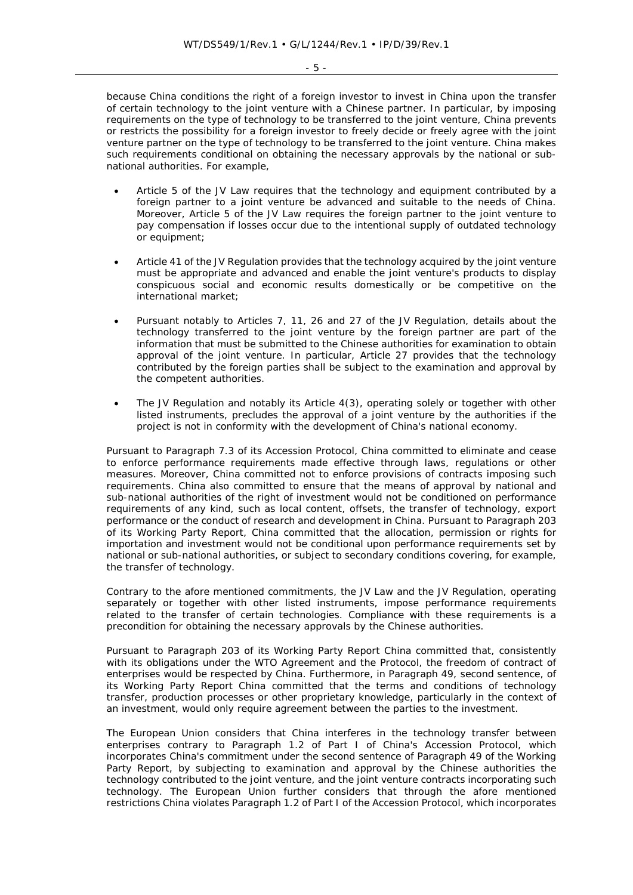because China conditions the right of a foreign investor to invest in China upon the transfer of certain technology to the joint venture with a Chinese partner. In particular, by imposing requirements on the type of technology to be transferred to the joint venture, China prevents or restricts the possibility for a foreign investor to freely decide or freely agree with the joint venture partner on the type of technology to be transferred to the joint venture. China makes such requirements conditional on obtaining the necessary approvals by the national or sub-national authorities. For example,

- Article 5 of the JV Law requires that the technology and equipment contributed by a foreign partner to a joint venture be advanced and suitable to the needs of China. Moreover, Article 5 of the JV Law requires the foreign partner to the joint venture to pay compensation if losses occur due to the intentional supply of outdated technology or equipment;
- Article 41 of the JV Regulation provides that the technology acquired by the joint venture must be appropriate and advanced and enable the joint venture's products to display conspicuous social and economic results domestically or be competitive on the international market;
- Pursuant notably to Articles 7, 11, 26 and 27 of the JV Regulation, details about the technology transferred to the joint venture by the foreign partner are part of the information that must be submitted to the Chinese authorities for examination to obtain approval of the joint venture. In particular, Article 27 provides that the technology contributed by the foreign parties shall be subject to the examination and approval by the competent authorities.
- The JV Regulation and notably its Article 4(3), operating solely or together with other listed instruments, precludes the approval of a joint venture by the authorities if the project is not in conformity with the development of China's national economy.

Pursuant to Paragraph 7.3 of its Accession Protocol, China committed to eliminate and cease to enforce performance requirements made effective through laws, regulations or other measures. Moreover, China committed not to enforce provisions of contracts imposing such requirements. China also committed to ensure that the means of approval by national and sub-national authorities of the right of investment would not be conditioned on performance requirements of any kind, such as local content, offsets, the transfer of technology, export performance or the conduct of research and development in China. Pursuant to Paragraph 203 of its Working Party Report, China committed that the allocation, permission or rights for importation and investment would not be conditional upon performance requirements set by national or sub-national authorities, or subject to secondary conditions covering, for example, the transfer of technology.

Contrary to the afore mentioned commitments, the JV Law and the JV Regulation, operating separately or together with other listed instruments, impose performance requirements related to the transfer of certain technologies. Compliance with these requirements is a precondition for obtaining the necessary approvals by the Chinese authorities.

Pursuant to Paragraph 203 of its Working Party Report China committed that, consistently with its obligations under the WTO Agreement and the Protocol, the freedom of contract of enterprises would be respected by China. Furthermore, in Paragraph 49, second sentence, of its Working Party Report China committed that the terms and conditions of technology transfer, production processes or other proprietary knowledge, particularly in the context of an investment, would only require agreement between the parties to the investment.

The European Union considers that China interferes in the technology transfer between enterprises contrary to Paragraph 1.2 of Part I of China's Accession Protocol, which incorporates China's commitment under the second sentence of Paragraph 49 of the Working Party Report, by subjecting to examination and approval by the Chinese authorities the technology contributed to the joint venture, and the joint venture contracts incorporating such technology. The European Union further considers that through the afore mentioned restrictions China violates Paragraph 1.2 of Part I of the Accession Protocol, which incorporates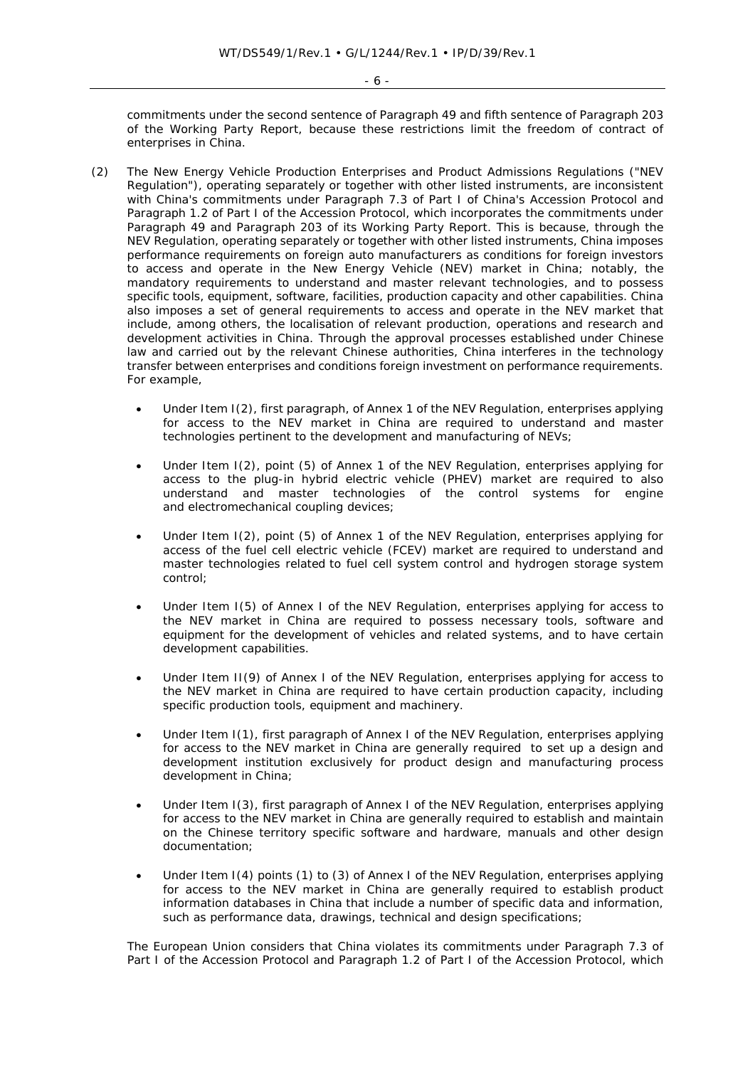commitments under the second sentence of Paragraph 49 and fifth sentence of Paragraph 203 of the Working Party Report, because these restrictions limit the freedom of contract of enterprises in China.

(2) The New Energy Vehicle Production Enterprises and Product Admissions Regulations ("NEV Regulation"), operating separately or together with other listed instruments, are inconsistent with China's commitments under Paragraph 7.3 of Part I of China's Accession Protocol and Paragraph 1.2 of Part I of the Accession Protocol, which incorporates the commitments under Paragraph 49 and Paragraph 203 of its Working Party Report. This is because, through the NEV Regulation, operating separately or together with other listed instruments, China imposes performance requirements on foreign auto manufacturers as conditions for foreign investors to access and operate in the New Energy Vehicle (NEV) market in China; notably, the mandatory requirements to understand and master relevant technologies, and to possess specific tools, equipment, software, facilities, production capacity and other capabilities. China also imposes a set of general requirements to access and operate in the NEV market that include, among others, the localisation of relevant production, operations and research and development activities in China. Through the approval processes established under Chinese law and carried out by the relevant Chinese authorities, China interferes in the technology transfer between enterprises and conditions foreign investment on performance requirements. For example,

- Under Item I(2), first paragraph, of Annex 1 of the NEV Regulation, enterprises applying for access to the NEV market in China are required to understand and master technologies pertinent to the development and manufacturing of NEVs;
- Under Item I(2), point (5) of Annex 1 of the NEV Regulation, enterprises applying for access to the plug-in hybrid electric vehicle (PHEV) market are required to also understand and master technologies of the control systems for engine and electromechanical coupling devices;
- Under Item I(2), point (5) of Annex 1 of the NEV Regulation, enterprises applying for access of the fuel cell electric vehicle (FCEV) market are required to understand and master technologies related to fuel cell system control and hydrogen storage system control;
- Under Item I(5) of Annex I of the NEV Regulation, enterprises applying for access to the NEV market in China are required to possess necessary tools, software and equipment for the development of vehicles and related systems, and to have certain development capabilities.
- Under Item II(9) of Annex I of the NEV Regulation, enterprises applying for access to the NEV market in China are required to have certain production capacity, including specific production tools, equipment and machinery.
- Under Item I(1), first paragraph of Annex I of the NEV Regulation, enterprises applying for access to the NEV market in China are generally required to set up a design and development institution exclusively for product design and manufacturing process development in China;
- Under Item I(3), first paragraph of Annex I of the NEV Regulation, enterprises applying for access to the NEV market in China are generally required to establish and maintain on the Chinese territory specific software and hardware, manuals and other design documentation;
- Under Item I(4) points (1) to (3) of Annex I of the NEV Regulation, enterprises applying for access to the NEV market in China are generally required to establish product information databases in China that include a number of specific data and information, such as performance data, drawings, technical and design specifications;

The European Union considers that China violates its commitments under Paragraph 7.3 of Part I of the Accession Protocol and Paragraph 1.2 of Part I of the Accession Protocol, which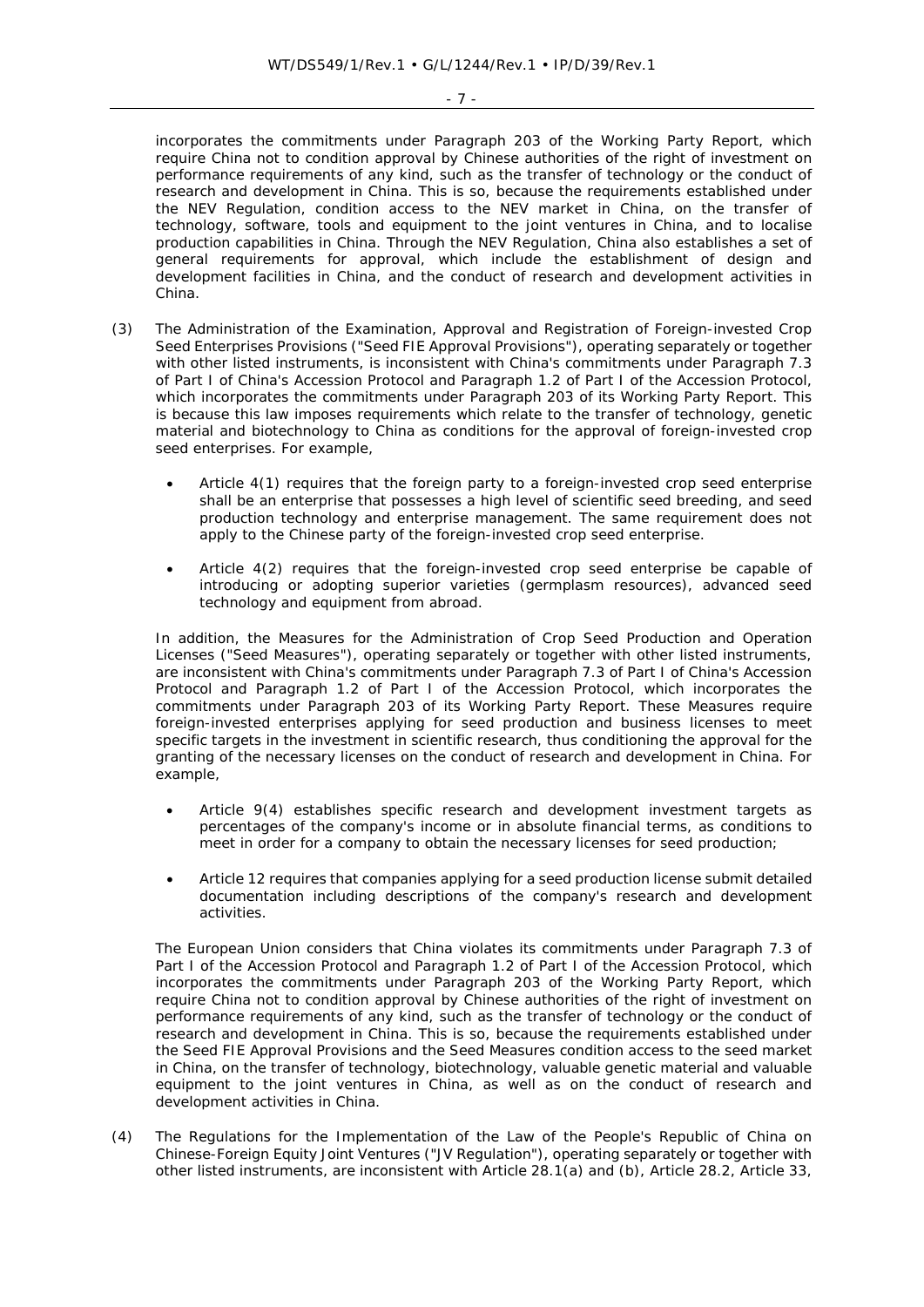incorporates the commitments under Paragraph 203 of the Working Party Report, which require China not to condition approval by Chinese authorities of the right of investment on performance requirements of any kind, such as the transfer of technology or the conduct of research and development in China. This is so, because the requirements established under the NEV Regulation, condition access to the NEV market in China, on the transfer of technology, software, tools and equipment to the joint ventures in China, and to localise production capabilities in China. Through the NEV Regulation, China also establishes a set of general requirements for approval, which include the establishment of design and development facilities in China, and the conduct of research and development activities in China.

(3) The Administration of the Examination, Approval and Registration of Foreign-invested Crop Seed Enterprises Provisions ("Seed FIE Approval Provisions"), operating separately or together with other listed instruments, is inconsistent with China's commitments under Paragraph 7.3 of Part I of China's Accession Protocol and Paragraph 1.2 of Part I of the Accession Protocol, which incorporates the commitments under Paragraph 203 of its Working Party Report. This is because this law imposes requirements which relate to the transfer of technology, genetic material and biotechnology to China as conditions for the approval of foreign-invested crop seed enterprises. For example,

- Article 4(1) requires that the foreign party to a foreign-invested crop seed enterprise shall be an enterprise that possesses a high level of scientific seed breeding, and seed production technology and enterprise management. The same requirement does not apply to the Chinese party of the foreign-invested crop seed enterprise.
- Article 4(2) requires that the foreign-invested crop seed enterprise be capable of introducing or adopting superior varieties (germplasm resources), advanced seed technology and equipment from abroad.

In addition, the Measures for the Administration of Crop Seed Production and Operation Licenses ("Seed Measures"), operating separately or together with other listed instruments, are inconsistent with China's commitments under Paragraph 7.3 of Part I of China's Accession Protocol and Paragraph 1.2 of Part I of the Accession Protocol, which incorporates the commitments under Paragraph 203 of its Working Party Report. These Measures require foreign-invested enterprises applying for seed production and business licenses to meet specific targets in the investment in scientific research, thus conditioning the approval for the granting of the necessary licenses on the conduct of research and development in China. For example,

- Article 9(4) establishes specific research and development investment targets as percentages of the company's income or in absolute financial terms, as conditions to meet in order for a company to obtain the necessary licenses for seed production;
- Article 12 requires that companies applying for a seed production license submit detailed documentation including descriptions of the company's research and development activities.

The European Union considers that China violates its commitments under Paragraph 7.3 of Part I of the Accession Protocol and Paragraph 1.2 of Part I of the Accession Protocol, which incorporates the commitments under Paragraph 203 of the Working Party Report, which require China not to condition approval by Chinese authorities of the right of investment on performance requirements of any kind, such as the transfer of technology or the conduct of research and development in China. This is so, because the requirements established under the Seed FIE Approval Provisions and the Seed Measures condition access to the seed market in China, on the transfer of technology, biotechnology, valuable genetic material and valuable equipment to the joint ventures in China, as well as on the conduct of research and development activities in China.

(4) The Regulations for the Implementation of the Law of the People's Republic of China on Chinese-Foreign Equity Joint Ventures ("JV Regulation"), operating separately or together with other listed instruments, are inconsistent with Article 28.1(a) and (b), Article 28.2, Article 33,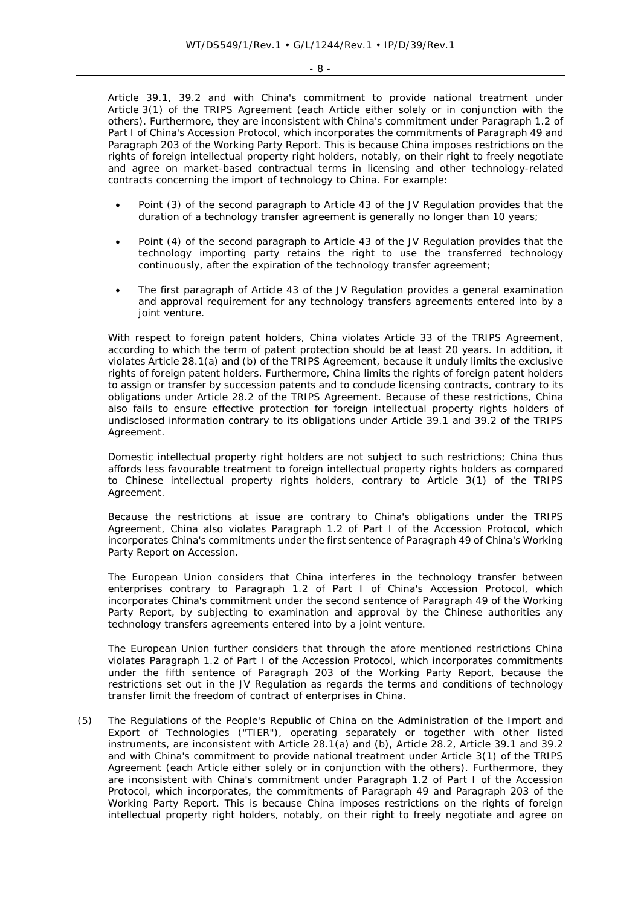Article 39.1, 39.2 and with China's commitment to provide national treatment under Article 3(1) of the TRIPS Agreement (each Article either solely or in conjunction with the others). Furthermore, they are inconsistent with China's commitment under Paragraph 1.2 of Part I of China's Accession Protocol, which incorporates the commitments of Paragraph 49 and Paragraph 203 of the Working Party Report. This is because China imposes restrictions on the rights of foreign intellectual property right holders, notably, on their right to freely negotiate and agree on market-based contractual terms in licensing and other technology-related contracts concerning the import of technology to China. For example:

- Point (3) of the second paragraph to Article 43 of the JV Regulation provides that the duration of a technology transfer agreement is generally no longer than 10 years;
- Point (4) of the second paragraph to Article 43 of the JV Regulation provides that the technology importing party retains the right to use the transferred technology continuously, after the expiration of the technology transfer agreement;
- The first paragraph of Article 43 of the JV Regulation provides a general examination and approval requirement for any technology transfers agreements entered into by a joint venture.

With respect to foreign patent holders, China violates Article 33 of the TRIPS Agreement, according to which the term of patent protection should be at least 20 years. In addition, it violates Article 28.1(a) and (b) of the TRIPS Agreement, because it unduly limits the exclusive rights of foreign patent holders. Furthermore, China limits the rights of foreign patent holders to assign or transfer by succession patents and to conclude licensing contracts, contrary to its obligations under Article 28.2 of the TRIPS Agreement. Because of these restrictions, China also fails to ensure effective protection for foreign intellectual property rights holders of undisclosed information contrary to its obligations under Article 39.1 and 39.2 of the TRIPS Agreement.

Domestic intellectual property right holders are not subject to such restrictions; China thus affords less favourable treatment to foreign intellectual property rights holders as compared to Chinese intellectual property rights holders, contrary to Article 3(1) of the TRIPS Agreement.

Because the restrictions at issue are contrary to China's obligations under the TRIPS Agreement, China also violates Paragraph 1.2 of Part I of the Accession Protocol, which incorporates China's commitments under the first sentence of Paragraph 49 of China's Working Party Report on Accession.

The European Union considers that China interferes in the technology transfer between enterprises contrary to Paragraph 1.2 of Part I of China's Accession Protocol, which incorporates China's commitment under the second sentence of Paragraph 49 of the Working Party Report, by subjecting to examination and approval by the Chinese authorities any technology transfers agreements entered into by a joint venture.

The European Union further considers that through the afore mentioned restrictions China violates Paragraph 1.2 of Part I of the Accession Protocol, which incorporates commitments under the fifth sentence of Paragraph 203 of the Working Party Report, because the restrictions set out in the JV Regulation as regards the terms and conditions of technology transfer limit the freedom of contract of enterprises in China.

(5) The Regulations of the People's Republic of China on the Administration of the Import and Export of Technologies ("TIER"), operating separately or together with other listed instruments, are inconsistent with Article 28.1(a) and (b), Article 28.2, Article 39.1 and 39.2 and with China's commitment to provide national treatment under Article 3(1) of the TRIPS Agreement (each Article either solely or in conjunction with the others). Furthermore, they are inconsistent with China's commitment under Paragraph 1.2 of Part I of the Accession Protocol, which incorporates, the commitments of Paragraph 49 and Paragraph 203 of the Working Party Report. This is because China imposes restrictions on the rights of foreign intellectual property right holders, notably, on their right to freely negotiate and agree on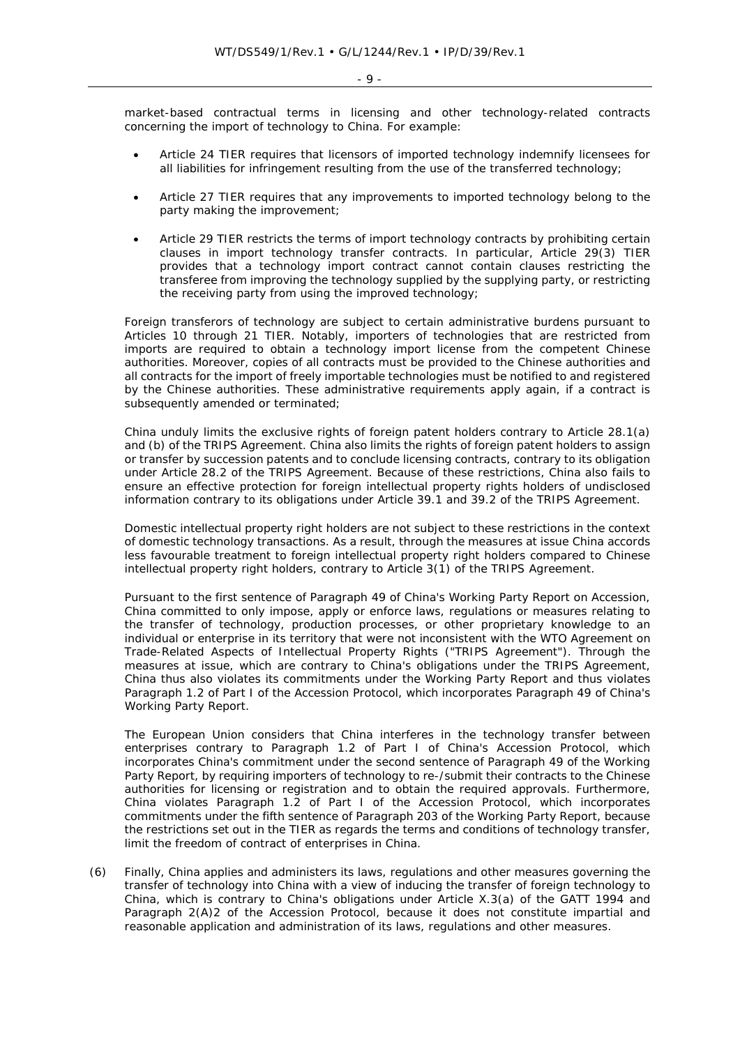market-based contractual terms in licensing and other technology-related contracts concerning the import of technology to China. For example:

- Article 24 TIER requires that licensors of imported technology indemnify licensees for all liabilities for infringement resulting from the use of the transferred technology;
- Article 27 TIER requires that any improvements to imported technology belong to the party making the improvement;
- Article 29 TIER restricts the terms of import technology contracts by prohibiting certain clauses in import technology transfer contracts. In particular, Article 29(3) TIER provides that a technology import contract cannot contain clauses restricting the transferee from improving the technology supplied by the supplying party, or restricting the receiving party from using the improved technology;

Foreign transferors of technology are subject to certain administrative burdens pursuant to Articles 10 through 21 TIER. Notably, importers of technologies that are restricted from imports are required to obtain a technology import license from the competent Chinese authorities. Moreover, copies of all contracts must be provided to the Chinese authorities and all contracts for the import of freely importable technologies must be notified to and registered by the Chinese authorities. These administrative requirements apply again, if a contract is subsequently amended or terminated;

China unduly limits the exclusive rights of foreign patent holders contrary to Article 28.1(a) and (b) of the TRIPS Agreement. China also limits the rights of foreign patent holders to assign or transfer by succession patents and to conclude licensing contracts, contrary to its obligation under Article 28.2 of the TRIPS Agreement. Because of these restrictions, China also fails to ensure an effective protection for foreign intellectual property rights holders of undisclosed information contrary to its obligations under Article 39.1 and 39.2 of the TRIPS Agreement.

Domestic intellectual property right holders are not subject to these restrictions in the context of domestic technology transactions. As a result, through the measures at issue China accords less favourable treatment to foreign intellectual property right holders compared to Chinese intellectual property right holders, contrary to Article 3(1) of the TRIPS Agreement.

Pursuant to the first sentence of Paragraph 49 of China's Working Party Report on Accession, China committed to only impose, apply or enforce laws, regulations or measures relating to the transfer of technology, production processes, or other proprietary knowledge to an individual or enterprise in its territory that were not inconsistent with the WTO Agreement on Trade-Related Aspects of Intellectual Property Rights ("TRIPS Agreement"). Through the measures at issue, which are contrary to China's obligations under the TRIPS Agreement, China thus also violates its commitments under the Working Party Report and thus violates Paragraph 1.2 of Part I of the Accession Protocol, which incorporates Paragraph 49 of China's Working Party Report.

The European Union considers that China interferes in the technology transfer between enterprises contrary to Paragraph 1.2 of Part I of China's Accession Protocol, which incorporates China's commitment under the second sentence of Paragraph 49 of the Working Party Report, by requiring importers of technology to re-/submit their contracts to the Chinese authorities for licensing or registration and to obtain the required approvals. Furthermore, China violates Paragraph 1.2 of Part I of the Accession Protocol, which incorporates commitments under the fifth sentence of Paragraph 203 of the Working Party Report, because the restrictions set out in the TIER as regards the terms and conditions of technology transfer, limit the freedom of contract of enterprises in China.

(6) Finally, China applies and administers its laws, regulations and other measures governing the transfer of technology into China with a view of inducing the transfer of foreign technology to China, which is contrary to China's obligations under Article X.3(a) of the GATT 1994 and Paragraph 2(A)2 of the Accession Protocol, because it does not constitute impartial and reasonable application and administration of its laws, regulations and other measures.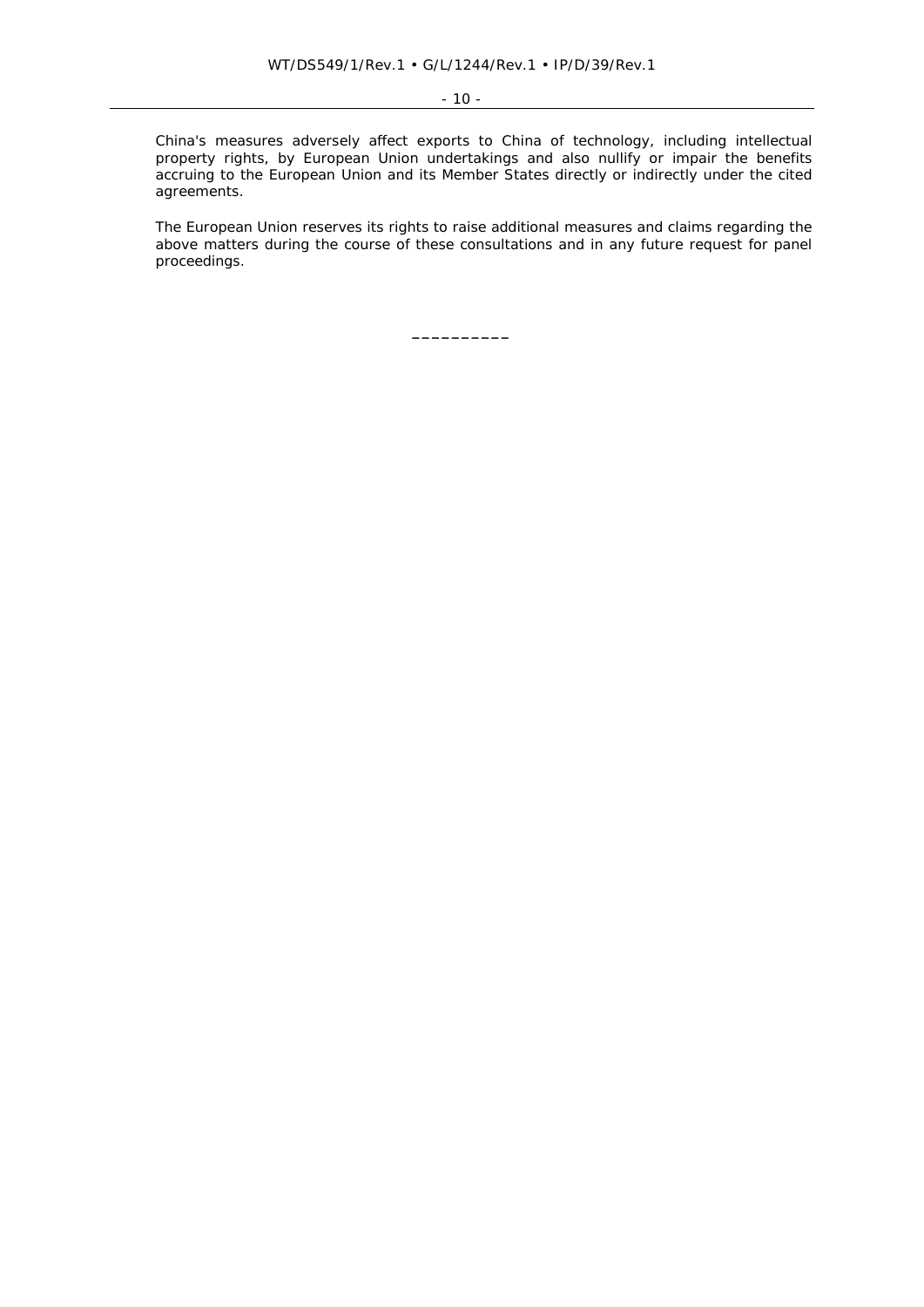China's measures adversely affect exports to China of technology, including intellectual property rights, by European Union undertakings and also nullify or impair the benefits accruing to the European Union and its Member States directly or indirectly under the cited agreements.

The European Union reserves its rights to raise additional measures and claims regarding the above matters during the course of these consultations and in any future request for panel proceedings.

\_\_\_\_\_\_\_\_\_\_